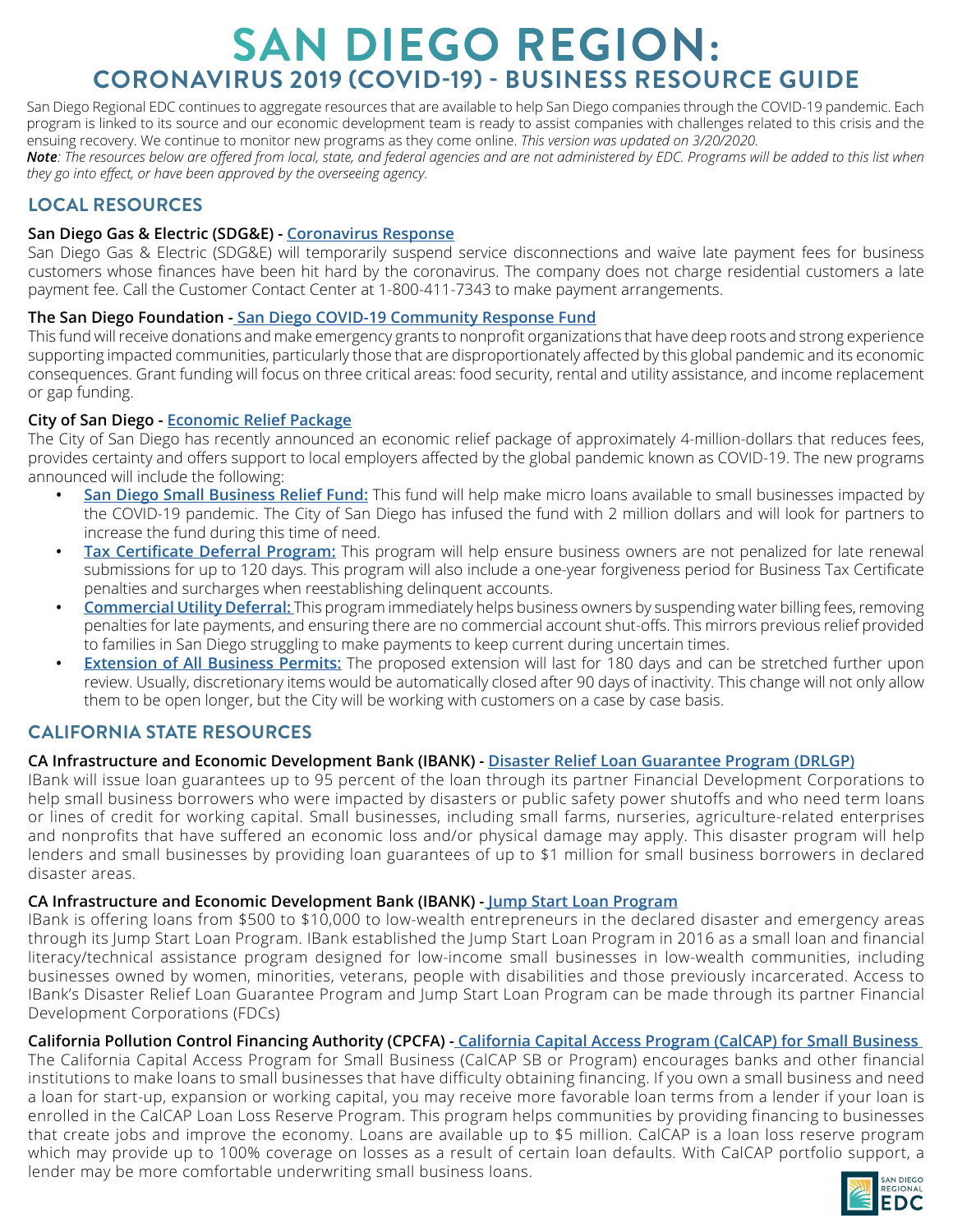# SAN DIEGO REGION:
## CORONAVIRUS 2019 (COVID-19) - BUSINESS RESOURCE GUIDE

San Diego Regional EDC continues to aggregate resources that are available to help San Diego companies through the COVID-19 pandemic. Each program is linked to its source and our economic development team is ready to assist companies with challenges related to this crisis and the ensuing recovery. We continue to monitor new programs as they come online. *This version was updated on 3/20/2020.*

***Note**: The resources below are offered from local, state, and federal agencies and are not administered by EDC. Programs will be added to this list when they go into effect, or have been approved by the overseeing agency.*

## LOCAL RESOURCES

**San Diego Gas & Electric (SDG&E) - Coronavirus Response**

San Diego Gas & Electric (SDG&E) will temporarily suspend service disconnections and waive late payment fees for business customers whose finances have been hit hard by the coronavirus. The company does not charge residential customers a late payment fee. Call the Customer Contact Center at 1-800-411-7343 to make payment arrangements.

**The San Diego Foundation - San Diego COVID-19 Community Response Fund**

This fund will receive donations and make emergency grants to nonprofit organizations that have deep roots and strong experience supporting impacted communities, particularly those that are disproportionately affected by this global pandemic and its economic consequences. Grant funding will focus on three critical areas: food security, rental and utility assistance, and income replacement or gap funding.

**City of San Diego - Economic Relief Package**

The City of San Diego has recently announced an economic relief package of approximately 4-million-dollars that reduces fees, provides certainty and offers support to local employers affected by the global pandemic known as COVID-19. The new programs announced will include the following:

- **San Diego Small Business Relief Fund:** This fund will help make micro loans available to small businesses impacted by the COVID-19 pandemic. The City of San Diego has infused the fund with 2 million dollars and will look for partners to increase the fund during this time of need.
- **Tax Certificate Deferral Program:** This program will help ensure business owners are not penalized for late renewal submissions for up to 120 days. This program will also include a one-year forgiveness period for Business Tax Certificate penalties and surcharges when reestablishing delinquent accounts.
- **Commercial Utility Deferral:** This program immediately helps business owners by suspending water billing fees, removing penalties for late payments, and ensuring there are no commercial account shut-offs. This mirrors previous relief provided to families in San Diego struggling to make payments to keep current during uncertain times.
- **Extension of All Business Permits:** The proposed extension will last for 180 days and can be stretched further upon review. Usually, discretionary items would be automatically closed after 90 days of inactivity. This change will not only allow them to be open longer, but the City will be working with customers on a case by case basis.

## CALIFORNIA STATE RESOURCES

**CA Infrastructure and Economic Development Bank (IBANK) - Disaster Relief Loan Guarantee Program (DRLGP)**

IBank will issue loan guarantees up to 95 percent of the loan through its partner Financial Development Corporations to help small business borrowers who were impacted by disasters or public safety power shutoffs and who need term loans or lines of credit for working capital. Small businesses, including small farms, nurseries, agriculture-related enterprises and nonprofits that have suffered an economic loss and/or physical damage may apply. This disaster program will help lenders and small businesses by providing loan guarantees of up to $1 million for small business borrowers in declared disaster areas.

**CA Infrastructure and Economic Development Bank (IBANK) - Jump Start Loan Program**

IBank is offering loans from $500 to $10,000 to low-wealth entrepreneurs in the declared disaster and emergency areas through its Jump Start Loan Program. IBank established the Jump Start Loan Program in 2016 as a small loan and financial literacy/technical assistance program designed for low-income small businesses in low-wealth communities, including businesses owned by women, minorities, veterans, people with disabilities and those previously incarcerated. Access to IBank's Disaster Relief Loan Guarantee Program and Jump Start Loan Program can be made through its partner Financial Development Corporations (FDCs)

**California Pollution Control Financing Authority (CPCFA) - California Capital Access Program (CalCAP) for Small Business**

The California Capital Access Program for Small Business (CalCAP SB or Program) encourages banks and other financial institutions to make loans to small businesses that have difficulty obtaining financing. If you own a small business and need a loan for start-up, expansion or working capital, you may receive more favorable loan terms from a lender if your loan is enrolled in the CalCAP Loan Loss Reserve Program. This program helps communities by providing financing to businesses that create jobs and improve the economy. Loans are available up to $5 million. CalCAP is a loan loss reserve program which may provide up to 100% coverage on losses as a result of certain loan defaults. With CalCAP portfolio support, a lender may be more comfortable underwriting small business loans.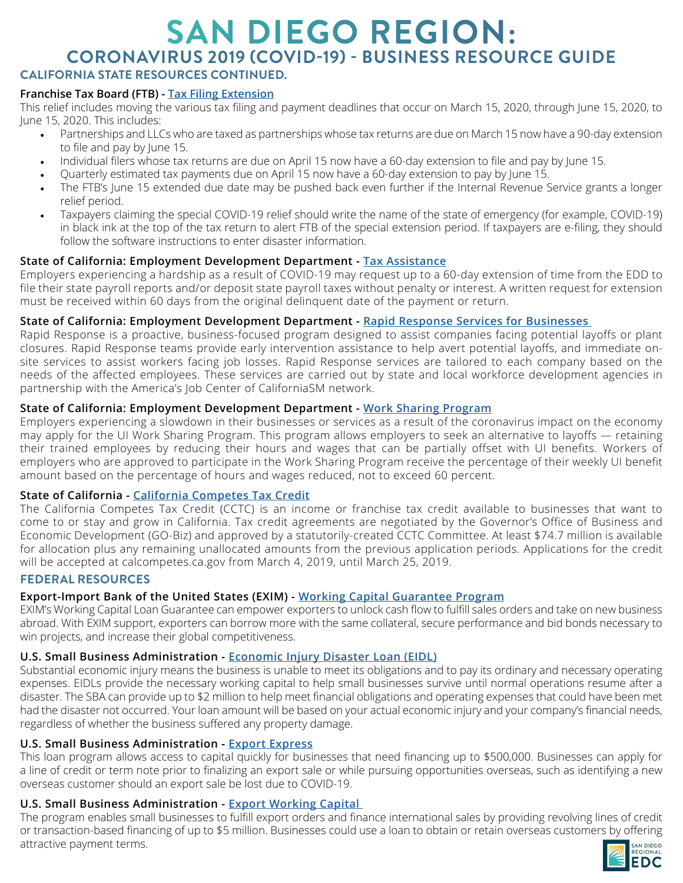# SAN DIEGO REGION:

## CORONAVIRUS 2019 (COVID-19) - BUSINESS RESOURCE GUIDE

### CALIFORNIA STATE RESOURCES CONTINUED.

**Franchise Tax Board (FTB) - Tax Filing Extension**

This relief includes moving the various tax filing and payment deadlines that occur on March 15, 2020, through June 15, 2020, to June 15, 2020. This includes:

- Partnerships and LLCs who are taxed as partnerships whose tax returns are due on March 15 now have a 90-day extension to file and pay by June 15.
- Individual filers whose tax returns are due on April 15 now have a 60-day extension to file and pay by June 15.
- Quarterly estimated tax payments due on April 15 now have a 60-day extension to pay by June 15.
- The FTB's June 15 extended due date may be pushed back even further if the Internal Revenue Service grants a longer relief period.
- Taxpayers claiming the special COVID-19 relief should write the name of the state of emergency (for example, COVID-19) in black ink at the top of the tax return to alert FTB of the special extension period. If taxpayers are e-filing, they should follow the software instructions to enter disaster information.

**State of California: Employment Development Department - Tax Assistance**

Employers experiencing a hardship as a result of COVID-19 may request up to a 60-day extension of time from the EDD to file their state payroll reports and/or deposit state payroll taxes without penalty or interest. A written request for extension must be received within 60 days from the original delinquent date of the payment or return.

**State of California: Employment Development Department - Rapid Response Services for Businesses**

Rapid Response is a proactive, business-focused program designed to assist companies facing potential layoffs or plant closures. Rapid Response teams provide early intervention assistance to help avert potential layoffs, and immediate on-site services to assist workers facing job losses. Rapid Response services are tailored to each company based on the needs of the affected employees. These services are carried out by state and local workforce development agencies in partnership with the America's Job Center of CaliforniaSM network.

**State of California: Employment Development Department - Work Sharing Program**

Employers experiencing a slowdown in their businesses or services as a result of the coronavirus impact on the economy may apply for the UI Work Sharing Program. This program allows employers to seek an alternative to layoffs — retaining their trained employees by reducing their hours and wages that can be partially offset with UI benefits. Workers of employers who are approved to participate in the Work Sharing Program receive the percentage of their weekly UI benefit amount based on the percentage of hours and wages reduced, not to exceed 60 percent.

**State of California - California Competes Tax Credit**

The California Competes Tax Credit (CCTC) is an income or franchise tax credit available to businesses that want to come to or stay and grow in California. Tax credit agreements are negotiated by the Governor's Office of Business and Economic Development (GO-Biz) and approved by a statutorily-created CCTC Committee. At least $74.7 million is available for allocation plus any remaining unallocated amounts from the previous application periods. Applications for the credit will be accepted at calcompetes.ca.gov from March 4, 2019, until March 25, 2019.

### FEDERAL RESOURCES

**Export-Import Bank of the United States (EXIM) - Working Capital Guarantee Program**

EXIM's Working Capital Loan Guarantee can empower exporters to unlock cash flow to fulfill sales orders and take on new business abroad. With EXIM support, exporters can borrow more with the same collateral, secure performance and bid bonds necessary to win projects, and increase their global competitiveness.

**U.S. Small Business Administration - Economic Injury Disaster Loan (EIDL)**

Substantial economic injury means the business is unable to meet its obligations and to pay its ordinary and necessary operating expenses. EIDLs provide the necessary working capital to help small businesses survive until normal operations resume after a disaster. The SBA can provide up to $2 million to help meet financial obligations and operating expenses that could have been met had the disaster not occurred. Your loan amount will be based on your actual economic injury and your company's financial needs, regardless of whether the business suffered any property damage.

**U.S. Small Business Administration - Export Express**

This loan program allows access to capital quickly for businesses that need financing up to $500,000. Businesses can apply for a line of credit or term note prior to finalizing an export sale or while pursuing opportunities overseas, such as identifying a new overseas customer should an export sale be lost due to COVID-19.

**U.S. Small Business Administration - Export Working Capital**

The program enables small businesses to fulfill export orders and finance international sales by providing revolving lines of credit or transaction-based financing of up to $5 million. Businesses could use a loan to obtain or retain overseas customers by offering attractive payment terms.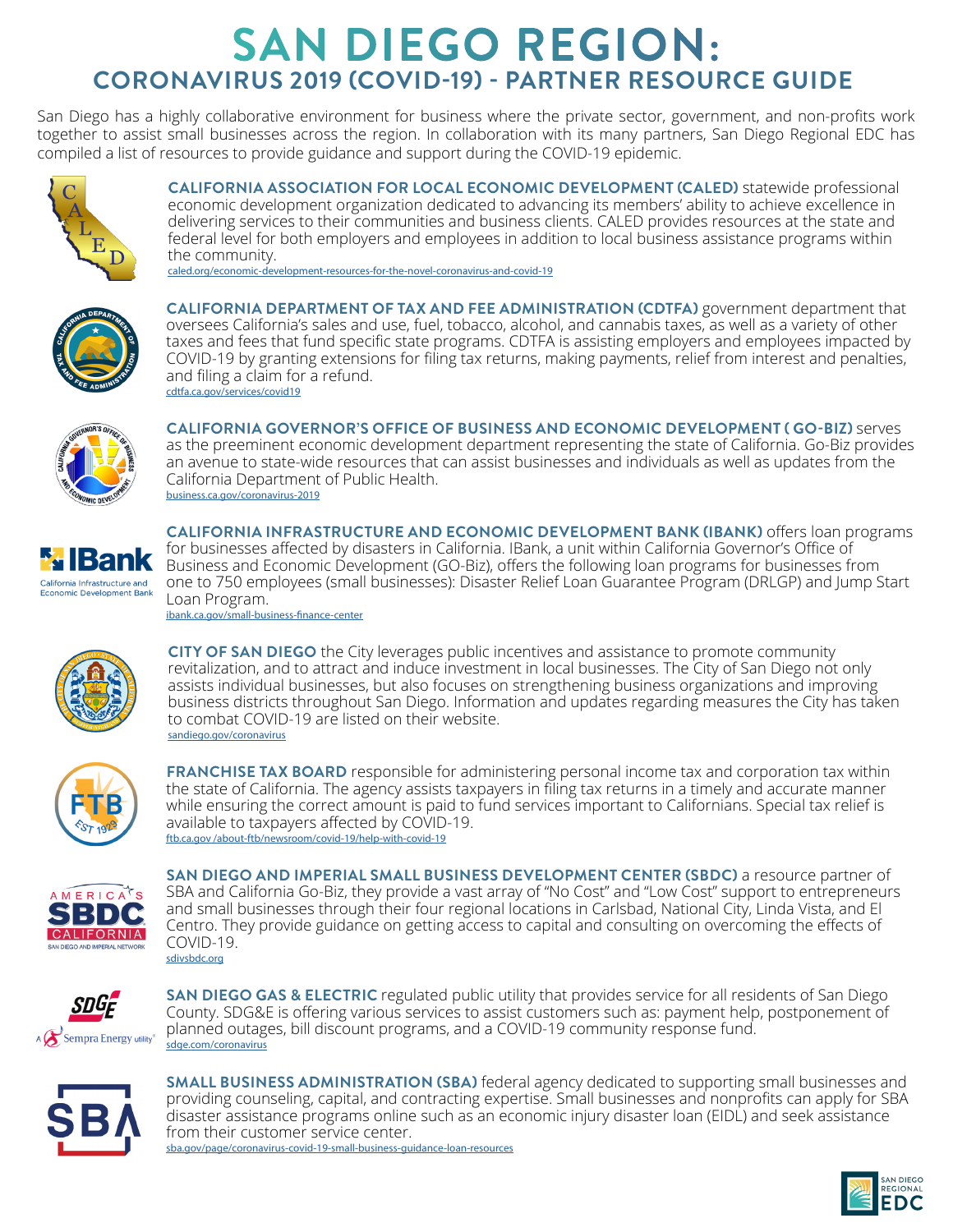# SAN DIEGO REGION:
## CORONAVIRUS 2019 (COVID-19) - PARTNER RESOURCE GUIDE

San Diego has a highly collaborative environment for business where the private sector, government, and non-profits work together to assist small businesses across the region. In collaboration with its many partners, San Diego Regional EDC has compiled a list of resources to provide guidance and support during the COVID-19 epidemic.

**CALIFORNIA ASSOCIATION FOR LOCAL ECONOMIC DEVELOPMENT (CALED)** statewide professional economic development organization dedicated to advancing its members' ability to achieve excellence in delivering services to their communities and business clients. CALED provides resources at the state and federal level for both employers and employees in addition to local business assistance programs within the community.
caled.org/economic-development-resources-for-the-novel-coronavirus-and-covid-19

**CALIFORNIA DEPARTMENT OF TAX AND FEE ADMINISTRATION (CDTFA)** government department that oversees California's sales and use, fuel, tobacco, alcohol, and cannabis taxes, as well as a variety of other taxes and fees that fund specific state programs. CDTFA is assisting employers and employees impacted by COVID-19 by granting extensions for filing tax returns, making payments, relief from interest and penalties, and filing a claim for a refund.
cdtfa.ca.gov/services/covid19

**CALIFORNIA GOVERNOR'S OFFICE OF BUSINESS AND ECONOMIC DEVELOPMENT ( GO-BIZ)** serves as the preeminent economic development department representing the state of California. Go-Biz provides an avenue to state-wide resources that can assist businesses and individuals as well as updates from the California Department of Public Health.
business.ca.gov/coronavirus-2019

**CALIFORNIA INFRASTRUCTURE AND ECONOMIC DEVELOPMENT BANK (IBANK)** offers loan programs for businesses affected by disasters in California. IBank, a unit within California Governor's Office of Business and Economic Development (GO-Biz), offers the following loan programs for businesses from one to 750 employees (small businesses): Disaster Relief Loan Guarantee Program (DRLGP) and Jump Start Loan Program.
ibank.ca.gov/small-business-finance-center

**CITY OF SAN DIEGO** the City leverages public incentives and assistance to promote community revitalization, and to attract and induce investment in local businesses. The City of San Diego not only assists individual businesses, but also focuses on strengthening business organizations and improving business districts throughout San Diego. Information and updates regarding measures the City has taken to combat COVID-19 are listed on their website.
sandiego.gov/coronavirus

**FRANCHISE TAX BOARD** responsible for administering personal income tax and corporation tax within the state of California. The agency assists taxpayers in filing tax returns in a timely and accurate manner while ensuring the correct amount is paid to fund services important to Californians. Special tax relief is available to taxpayers affected by COVID-19.
ftb.ca.gov /about-ftb/newsroom/covid-19/help-with-covid-19

**SAN DIEGO AND IMPERIAL SMALL BUSINESS DEVELOPMENT CENTER (SBDC)** a resource partner of SBA and California Go-Biz, they provide a vast array of "No Cost" and "Low Cost" support to entrepreneurs and small businesses through their four regional locations in Carlsbad, National City, Linda Vista, and El Centro. They provide guidance on getting access to capital and consulting on overcoming the effects of COVID-19.
sdivsbdc.org

**SAN DIEGO GAS & ELECTRIC** regulated public utility that provides service for all residents of San Diego County. SDG&E is offering various services to assist customers such as: payment help, postponement of planned outages, bill discount programs, and a COVID-19 community response fund.
sdge.com/coronavirus

**SMALL BUSINESS ADMINISTRATION (SBA)** federal agency dedicated to supporting small businesses and providing counseling, capital, and contracting expertise. Small businesses and nonprofits can apply for SBA disaster assistance programs online such as an economic injury disaster loan (EIDL) and seek assistance from their customer service center.
sba.gov/page/coronavirus-covid-19-small-business-guidance-loan-resources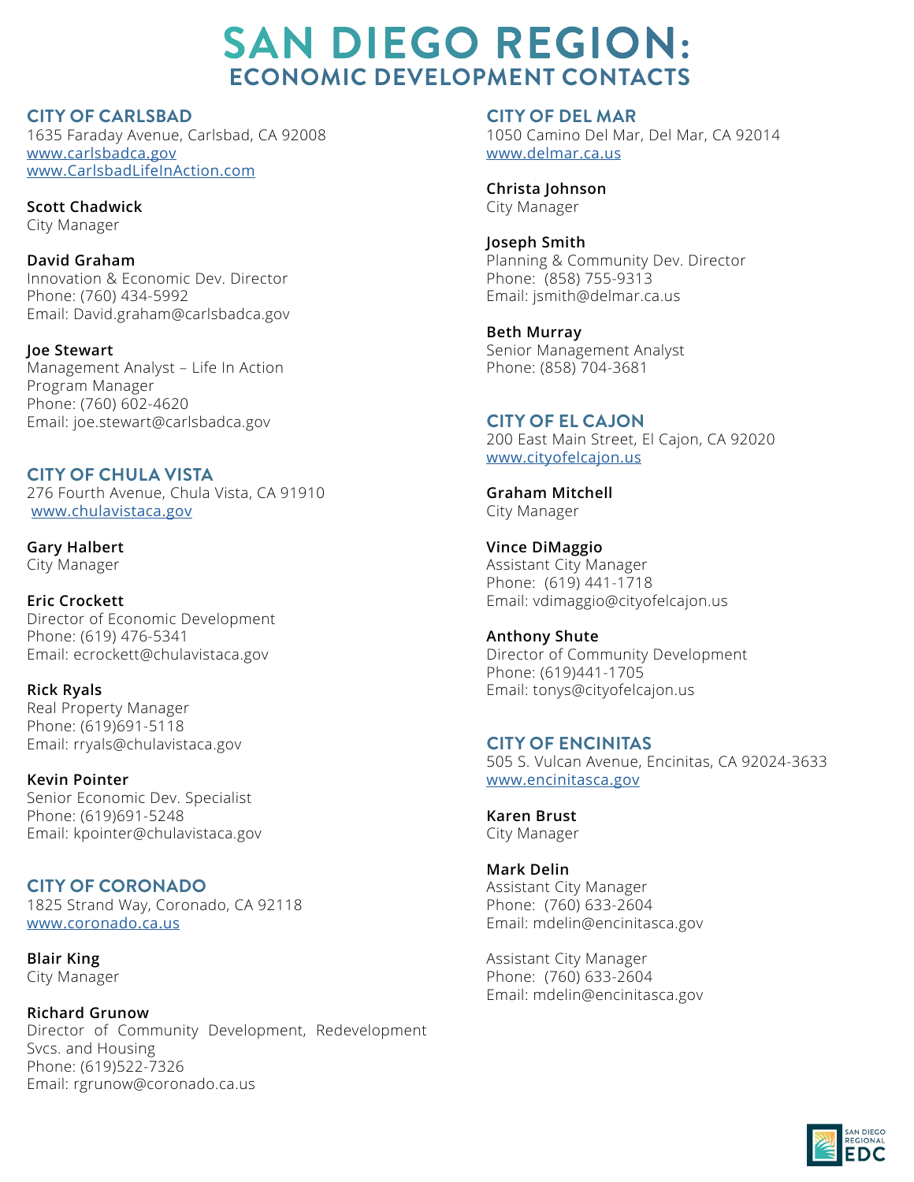# SAN DIEGO REGION:
## ECONOMIC DEVELOPMENT CONTACTS

### CITY OF CARLSBAD
1635 Faraday Avenue, Carlsbad, CA 92008
www.carlsbadca.gov
www.CarlsbadLifeInAction.com

**Scott Chadwick**
City Manager

**David Graham**
Innovation & Economic Dev. Director
Phone: (760) 434-5992
Email: David.graham@carlsbadca.gov

**Joe Stewart**
Management Analyst – Life In Action Program Manager
Phone: (760) 602-4620
Email: joe.stewart@carlsbadca.gov

### CITY OF CHULA VISTA
276 Fourth Avenue, Chula Vista, CA 91910
www.chulavistaca.gov

**Gary Halbert**
City Manager

**Eric Crockett**
Director of Economic Development
Phone: (619) 476-5341
Email: ecrockett@chulavistaca.gov

**Rick Ryals**
Real Property Manager
Phone: (619)691-5118
Email: rryals@chulavistaca.gov

**Kevin Pointer**
Senior Economic Dev. Specialist
Phone: (619)691-5248
Email: kpointer@chulavistaca.gov

### CITY OF CORONADO
1825 Strand Way, Coronado, CA 92118
www.coronado.ca.us

**Blair King**
City Manager

**Richard Grunow**
Director of Community Development, Redevelopment Svcs. and Housing
Phone: (619)522-7326
Email: rgrunow@coronado.ca.us

### CITY OF DEL MAR
1050 Camino Del Mar, Del Mar, CA 92014
www.delmar.ca.us

**Christa Johnson**
City Manager

**Joseph Smith**
Planning & Community Dev. Director
Phone: (858) 755-9313
Email: jsmith@delmar.ca.us

**Beth Murray**
Senior Management Analyst
Phone: (858) 704-3681

### CITY OF EL CAJON
200 East Main Street, El Cajon, CA 92020
www.cityofelcajon.us

**Graham Mitchell**
City Manager

**Vince DiMaggio**
Assistant City Manager
Phone: (619) 441-1718
Email: vdimaggio@cityofelcajon.us

**Anthony Shute**
Director of Community Development
Phone: (619)441-1705
Email: tonys@cityofelcajon.us

### CITY OF ENCINITAS
505 S. Vulcan Avenue, Encinitas, CA 92024-3633
www.encinitasca.gov

**Karen Brust**
City Manager

**Mark Delin**
Assistant City Manager
Phone: (760) 633-2604
Email: mdelin@encinitasca.gov

Assistant City Manager
Phone: (760) 633-2604
Email: mdelin@encinitasca.gov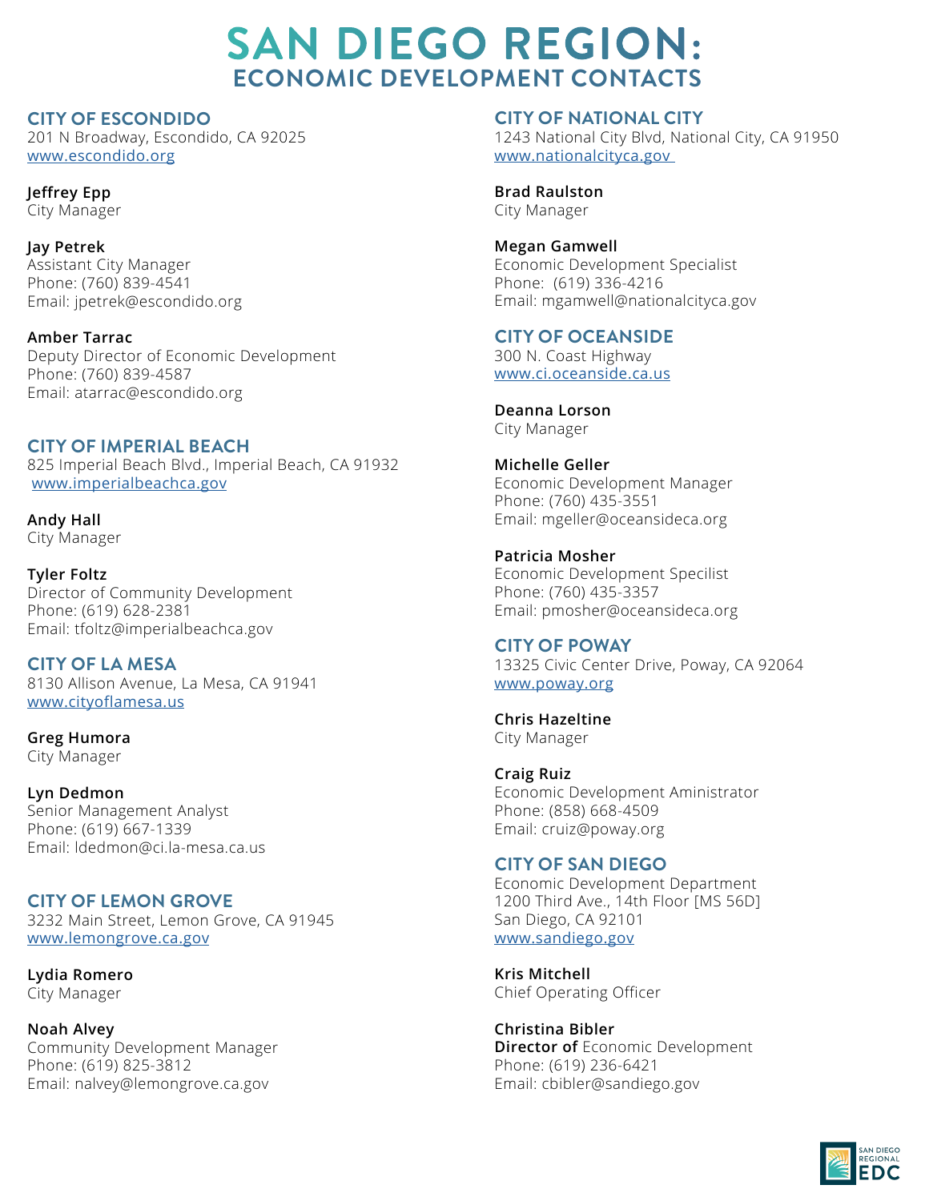# SAN DIEGO REGION:
## ECONOMIC DEVELOPMENT CONTACTS

### CITY OF ESCONDIDO
201 N Broadway, Escondido, CA 92025
www.escondido.org

**Jeffrey Epp**
City Manager

**Jay Petrek**
Assistant City Manager
Phone: (760) 839-4541
Email: jpetrek@escondido.org

**Amber Tarrac**
Deputy Director of Economic Development
Phone: (760) 839-4587
Email: atarrac@escondido.org

### CITY OF IMPERIAL BEACH
825 Imperial Beach Blvd., Imperial Beach, CA 91932
www.imperialbeachca.gov

**Andy Hall**
City Manager

**Tyler Foltz**
Director of Community Development
Phone: (619) 628-2381
Email: tfoltz@imperialbeachca.gov

### CITY OF LA MESA
8130 Allison Avenue, La Mesa, CA 91941
www.cityoflamesa.us

**Greg Humora**
City Manager

**Lyn Dedmon**
Senior Management Analyst
Phone: (619) 667-1339
Email: ldedmon@ci.la-mesa.ca.us

### CITY OF LEMON GROVE
3232 Main Street, Lemon Grove, CA 91945
www.lemongrove.ca.gov

**Lydia Romero**
City Manager

**Noah Alvey**
Community Development Manager
Phone: (619) 825-3812
Email: nalvey@lemongrove.ca.gov

### CITY OF NATIONAL CITY
1243 National City Blvd, National City, CA 91950
www.nationalcityca.gov

**Brad Raulston**
City Manager

**Megan Gamwell**
Economic Development Specialist
Phone: (619) 336-4216
Email: mgamwell@nationalcityca.gov

### CITY OF OCEANSIDE
300 N. Coast Highway
www.ci.oceanside.ca.us

**Deanna Lorson**
City Manager

**Michelle Geller**
Economic Development Manager
Phone: (760) 435-3551
Email: mgeller@oceansideca.org

**Patricia Mosher**
Economic Development Specilist
Phone: (760) 435-3357
Email: pmosher@oceansideca.org

### CITY OF POWAY
13325 Civic Center Drive, Poway, CA 92064
www.poway.org

**Chris Hazeltine**
City Manager

**Craig Ruiz**
Economic Development Aministrator
Phone: (858) 668-4509
Email: cruiz@poway.org

### CITY OF SAN DIEGO
Economic Development Department
1200 Third Ave., 14th Floor [MS 56D]
San Diego, CA 92101
www.sandiego.gov

**Kris Mitchell**
Chief Operating Officer

**Christina Bibler**
**Director of** Economic Development
Phone: (619) 236-6421
Email: cbibler@sandiego.gov

SAN DIEGO REGIONAL EDC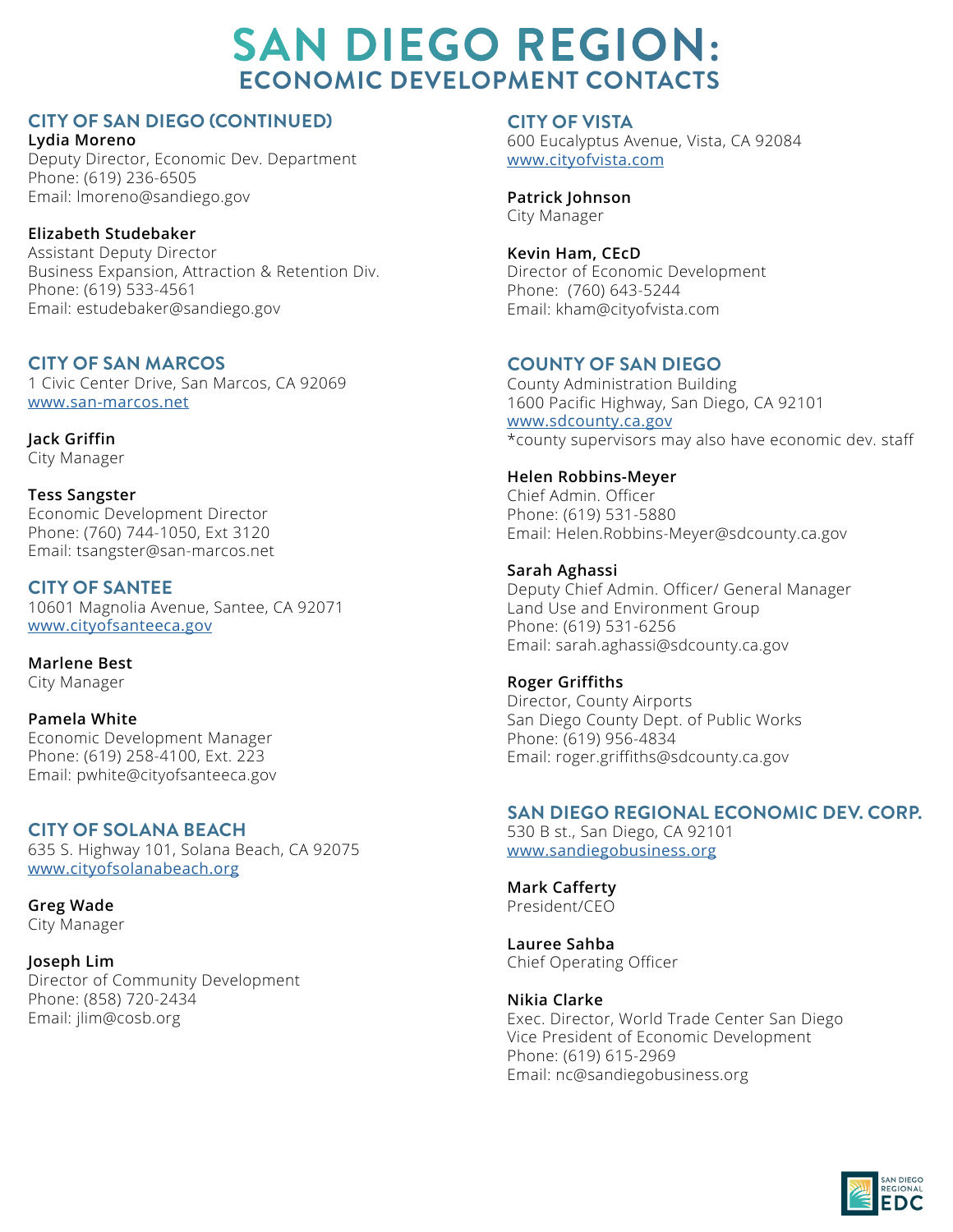# SAN DIEGO REGION:
## ECONOMIC DEVELOPMENT CONTACTS

### CITY OF SAN DIEGO (CONTINUED)

**Lydia Moreno**
Deputy Director, Economic Dev. Department
Phone: (619) 236-6505
Email: lmoreno@sandiego.gov

**Elizabeth Studebaker**
Assistant Deputy Director
Business Expansion, Attraction & Retention Div.
Phone: (619) 533-4561
Email: estudebaker@sandiego.gov

### CITY OF SAN MARCOS

1 Civic Center Drive, San Marcos, CA 92069
[www.san-marcos.net](http://www.san-marcos.net)

**Jack Griffin**
City Manager

**Tess Sangster**
Economic Development Director
Phone: (760) 744-1050, Ext 3120
Email: tsangster@san-marcos.net

### CITY OF SANTEE

10601 Magnolia Avenue, Santee, CA 92071
[www.cityofsanteeca.gov](http://www.cityofsanteeca.gov)

**Marlene Best**
City Manager

**Pamela White**
Economic Development Manager
Phone: (619) 258-4100, Ext. 223
Email: pwhite@cityofsanteeca.gov

### CITY OF SOLANA BEACH

635 S. Highway 101, Solana Beach, CA 92075
[www.cityofsolanabeach.org](http://www.cityofsolanabeach.org)

**Greg Wade**
City Manager

**Joseph Lim**
Director of Community Development
Phone: (858) 720-2434
Email: jlim@cosb.org

### CITY OF VISTA

600 Eucalyptus Avenue, Vista, CA 92084
[www.cityofvista.com](http://www.cityofvista.com)

**Patrick Johnson**
City Manager

**Kevin Ham, CEcD**
Director of Economic Development
Phone: (760) 643-5244
Email: kham@cityofvista.com

### COUNTY OF SAN DIEGO

County Administration Building
1600 Pacific Highway, San Diego, CA 92101
[www.sdcounty.ca.gov](http://www.sdcounty.ca.gov)
*county supervisors may also have economic dev. staff

**Helen Robbins-Meyer**
Chief Admin. Officer
Phone: (619) 531-5880
Email: Helen.Robbins-Meyer@sdcounty.ca.gov

**Sarah Aghassi**
Deputy Chief Admin. Officer/ General Manager
Land Use and Environment Group
Phone: (619) 531-6256
Email: sarah.aghassi@sdcounty.ca.gov

**Roger Griffiths**
Director, County Airports
San Diego County Dept. of Public Works
Phone: (619) 956-4834
Email: roger.griffiths@sdcounty.ca.gov

### SAN DIEGO REGIONAL ECONOMIC DEV. CORP.

530 B st., San Diego, CA 92101
[www.sandiegobusiness.org](http://www.sandiegobusiness.org)

**Mark Cafferty**
President/CEO

**Lauree Sahba**
Chief Operating Officer

**Nikia Clarke**
Exec. Director, World Trade Center San Diego
Vice President of Economic Development
Phone: (619) 615-2969
Email: nc@sandiegobusiness.org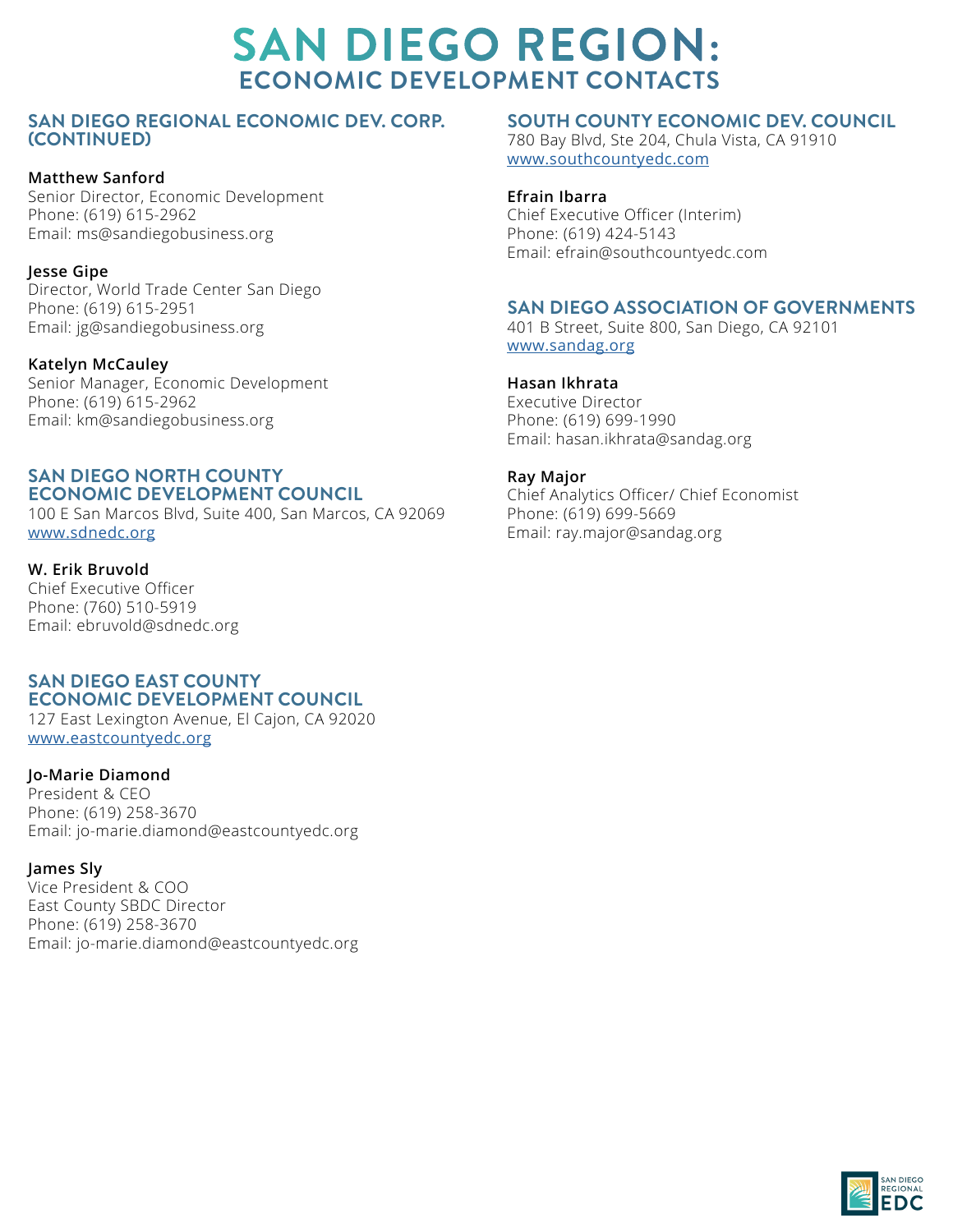# SAN DIEGO REGION:
## ECONOMIC DEVELOPMENT CONTACTS

### SAN DIEGO REGIONAL ECONOMIC DEV. CORP. (CONTINUED)

**Matthew Sanford**
Senior Director, Economic Development
Phone: (619) 615-2962
Email: ms@sandiegobusiness.org

**Jesse Gipe**
Director, World Trade Center San Diego
Phone: (619) 615-2951
Email: jg@sandiegobusiness.org

**Katelyn McCauley**
Senior Manager, Economic Development
Phone: (619) 615-2962
Email: km@sandiegobusiness.org

### SAN DIEGO NORTH COUNTY ECONOMIC DEVELOPMENT COUNCIL

100 E San Marcos Blvd, Suite 400, San Marcos, CA 92069
www.sdnedc.org

**W. Erik Bruvold**
Chief Executive Officer
Phone: (760) 510-5919
Email: ebruvold@sdnedc.org

### SAN DIEGO EAST COUNTY ECONOMIC DEVELOPMENT COUNCIL

127 East Lexington Avenue, El Cajon, CA 92020
www.eastcountyedc.org

**Jo-Marie Diamond**
President & CEO
Phone: (619) 258-3670
Email: jo-marie.diamond@eastcountyedc.org

**James Sly**
Vice President & COO
East County SBDC Director
Phone: (619) 258-3670
Email: jo-marie.diamond@eastcountyedc.org

### SOUTH COUNTY ECONOMIC DEV. COUNCIL

780 Bay Blvd, Ste 204, Chula Vista, CA 91910
www.southcountyedc.com

**Efrain Ibarra**
Chief Executive Officer (Interim)
Phone: (619) 424-5143
Email: efrain@southcountyedc.com

### SAN DIEGO ASSOCIATION OF GOVERNMENTS

401 B Street, Suite 800, San Diego, CA 92101
www.sandag.org

**Hasan Ikhrata**
Executive Director
Phone: (619) 699-1990
Email: hasan.ikhrata@sandag.org

**Ray Major**
Chief Analytics Officer/ Chief Economist
Phone: (619) 699-5669
Email: ray.major@sandag.org